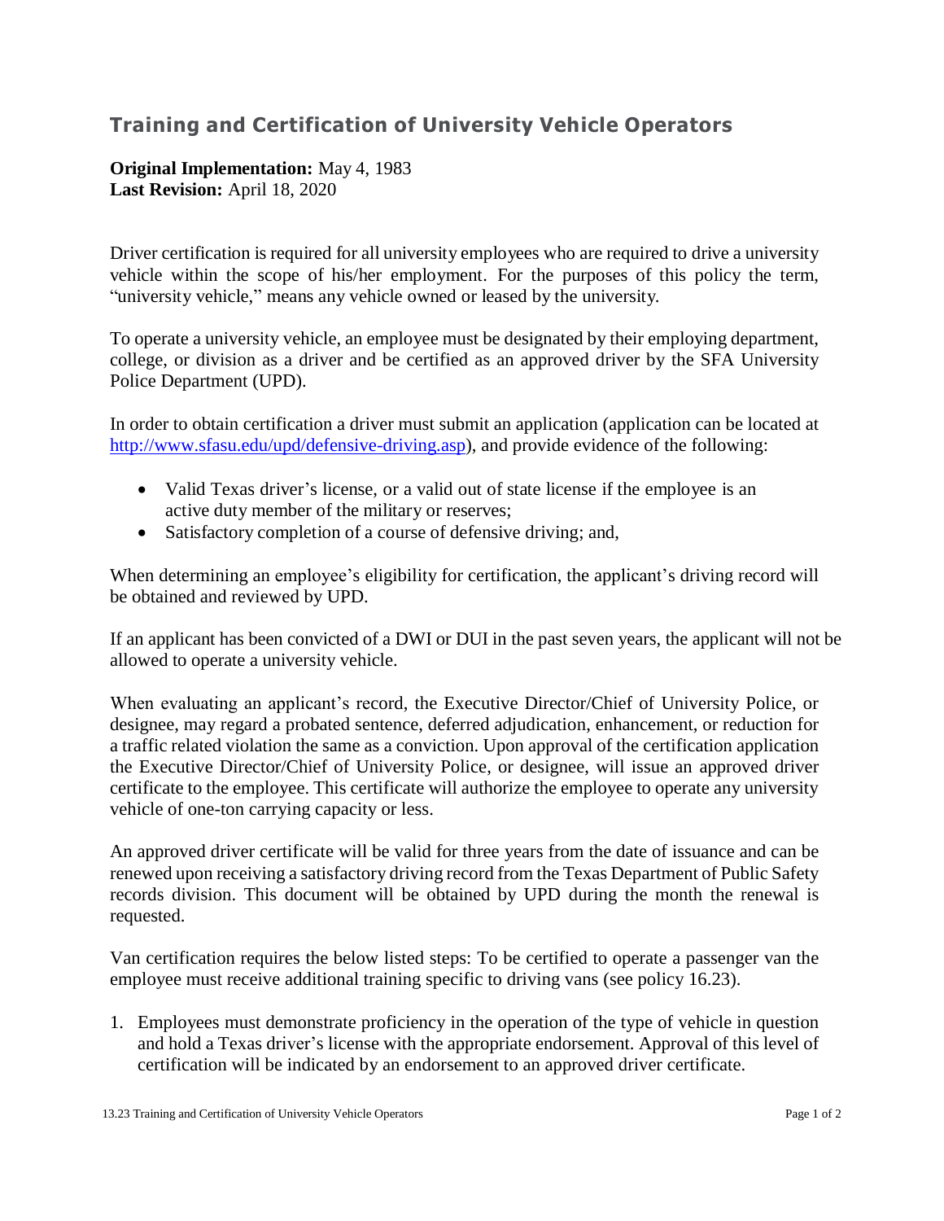## Training and Certification of University Vehicle Operators

**Original Implementation:** May 4, 1983
**Last Revision:** April 18, 2020

Driver certification is required for all university employees who are required to drive a university vehicle within the scope of his/her employment. For the purposes of this policy the term, "university vehicle," means any vehicle owned or leased by the university.

To operate a university vehicle, an employee must be designated by their employing department, college, or division as a driver and be certified as an approved driver by the SFA University Police Department (UPD).

In order to obtain certification a driver must submit an application (application can be located at [http://www.sfasu.edu/upd/defensive-driving.asp](http://www.sfasu.edu/upd/defensive-driving.asp)), and provide evidence of the following:

- Valid Texas driver's license, or a valid out of state license if the employee is an active duty member of the military or reserves;
- Satisfactory completion of a course of defensive driving; and,

When determining an employee's eligibility for certification, the applicant's driving record will be obtained and reviewed by UPD.

If an applicant has been convicted of a DWI or DUI in the past seven years, the applicant will not be allowed to operate a university vehicle.

When evaluating an applicant's record, the Executive Director/Chief of University Police, or designee, may regard a probated sentence, deferred adjudication, enhancement, or reduction for a traffic related violation the same as a conviction. Upon approval of the certification application the Executive Director/Chief of University Police, or designee, will issue an approved driver certificate to the employee. This certificate will authorize the employee to operate any university vehicle of one-ton carrying capacity or less.

An approved driver certificate will be valid for three years from the date of issuance and can be renewed upon receiving a satisfactory driving record from the Texas Department of Public Safety records division. This document will be obtained by UPD during the month the renewal is requested.

Van certification requires the below listed steps: To be certified to operate a passenger van the employee must receive additional training specific to driving vans (see policy 16.23).

1. Employees must demonstrate proficiency in the operation of the type of vehicle in question and hold a Texas driver's license with the appropriate endorsement. Approval of this level of certification will be indicated by an endorsement to an approved driver certificate.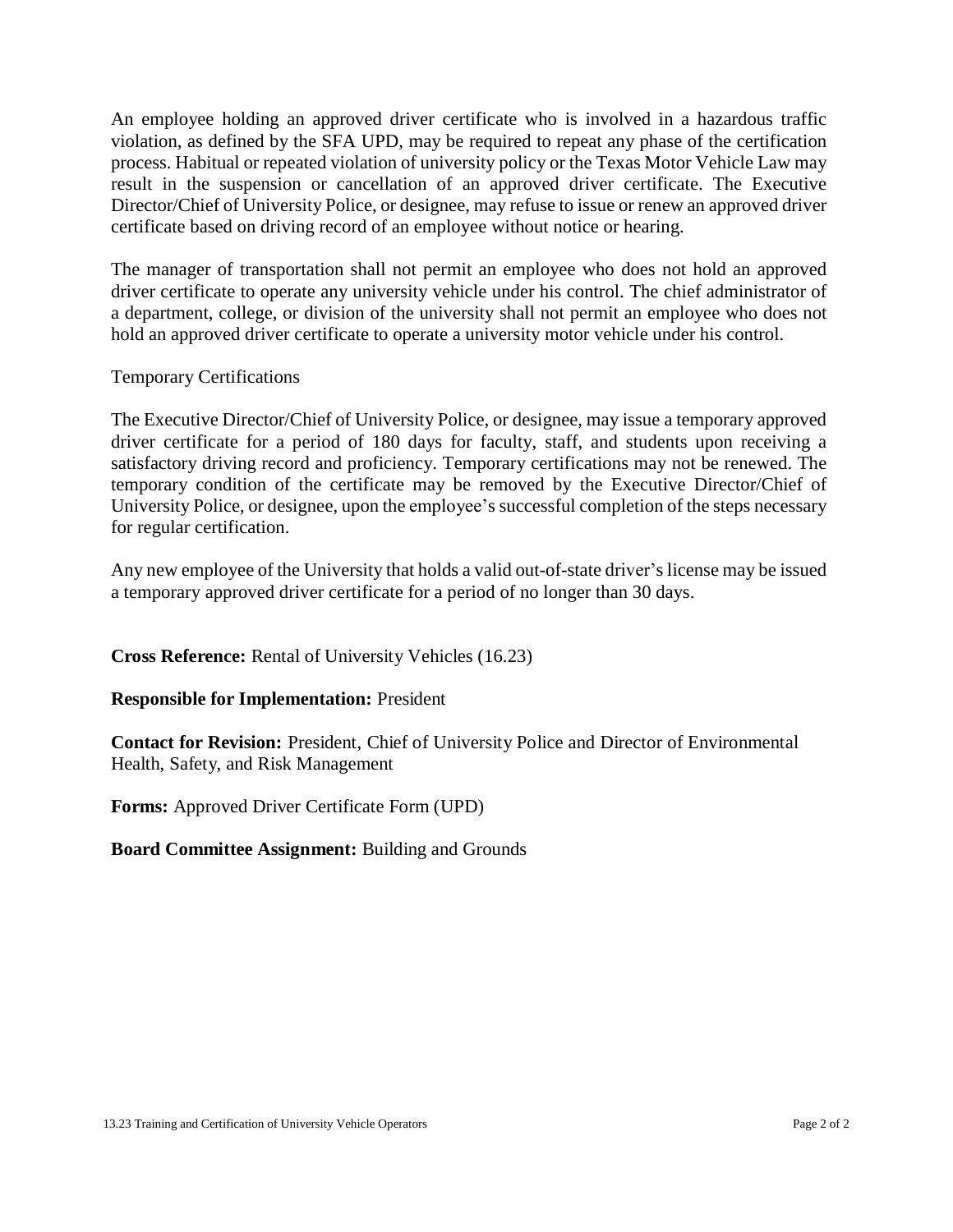An employee holding an approved driver certificate who is involved in a hazardous traffic violation, as defined by the SFA UPD, may be required to repeat any phase of the certification process. Habitual or repeated violation of university policy or the Texas Motor Vehicle Law may result in the suspension or cancellation of an approved driver certificate. The Executive Director/Chief of University Police, or designee, may refuse to issue or renew an approved driver certificate based on driving record of an employee without notice or hearing.

The manager of transportation shall not permit an employee who does not hold an approved driver certificate to operate any university vehicle under his control. The chief administrator of a department, college, or division of the university shall not permit an employee who does not hold an approved driver certificate to operate a university motor vehicle under his control.

Temporary Certifications

The Executive Director/Chief of University Police, or designee, may issue a temporary approved driver certificate for a period of 180 days for faculty, staff, and students upon receiving a satisfactory driving record and proficiency. Temporary certifications may not be renewed. The temporary condition of the certificate may be removed by the Executive Director/Chief of University Police, or designee, upon the employee's successful completion of the steps necessary for regular certification.

Any new employee of the University that holds a valid out-of-state driver's license may be issued a temporary approved driver certificate for a period of no longer than 30 days.

**Cross Reference:** Rental of University Vehicles (16.23)

**Responsible for Implementation:** President

**Contact for Revision:** President, Chief of University Police and Director of Environmental Health, Safety, and Risk Management

**Forms:** Approved Driver Certificate Form (UPD)

**Board Committee Assignment:** Building and Grounds